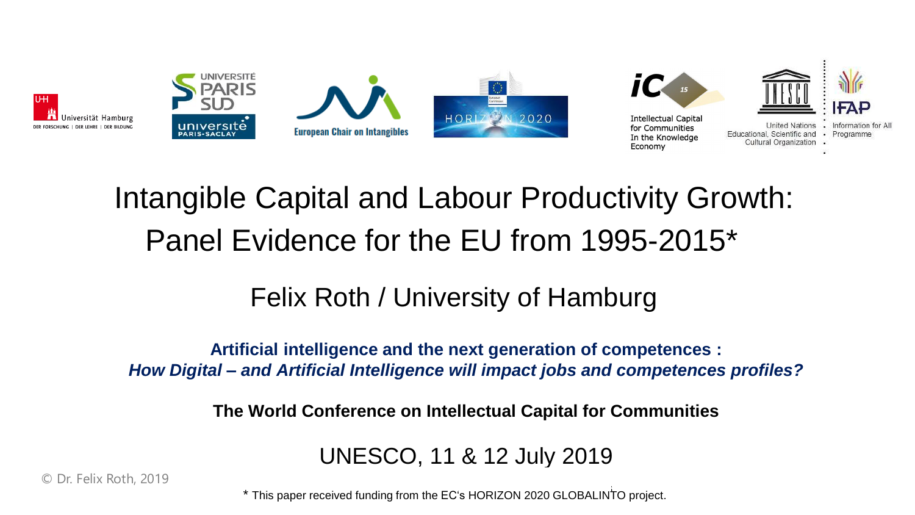# Intangible Capital and Labour Productivity Growth: Panel Evidence for the EU from 1995-2015*

## Felix Roth / University of Hamburg

**Artificial intelligence and the next generation of competences :**
***How Digital – and Artificial Intelligence will impact jobs and competences profiles?***

**The World Conference on Intellectual Capital for Communities**

UNESCO, 11 & 12 July 2019

© Dr. Felix Roth, 2019

\* This paper received funding from the EC's HORIZON 2020 GLOBALINTO project.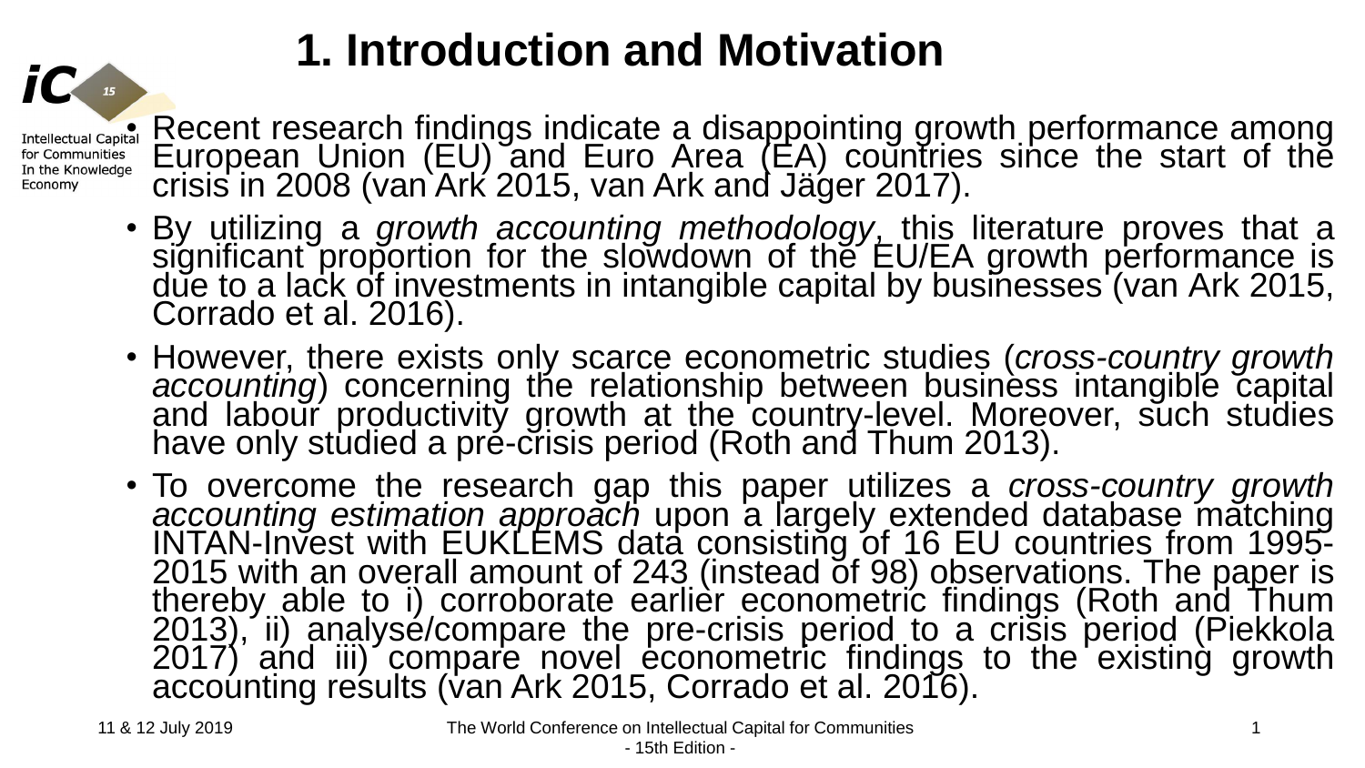# 1. Introduction and Motivation

- Recent research findings indicate a disappointing growth performance among European Union (EU) and Euro Area (EA) countries since the start of the crisis in 2008 (van Ark 2015, van Ark and Jäger 2017).
- By utilizing a *growth accounting methodology*, this literature proves that a significant proportion for the slowdown of the EU/EA growth performance is due to a lack of investments in intangible capital by businesses (van Ark 2015, Corrado et al. 2016).
- However, there exists only scarce econometric studies (*cross-country growth accounting*) concerning the relationship between business intangible capital and labour productivity growth at the country-level. Moreover, such studies have only studied a pre-crisis period (Roth and Thum 2013).
- To overcome the research gap this paper utilizes a *cross-country growth accounting estimation approach* upon a largely extended database matching INTAN-Invest with EUKLEMS data consisting of 16 EU countries from 1995-2015 with an overall amount of 243 (instead of 98) observations. The paper is thereby able to i) corroborate earlier econometric findings (Roth and Thum 2013), ii) analyse/compare the pre-crisis period to a crisis period (Piekkola 2017) and iii) compare novel econometric findings to the existing growth accounting results (van Ark 2015, Corrado et al. 2016).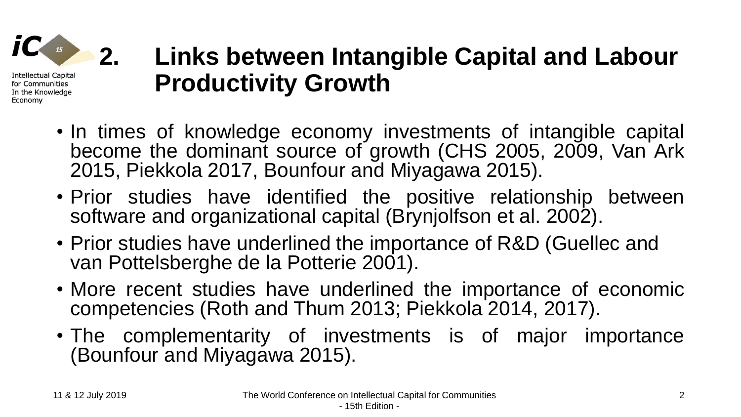## 2. Links between Intangible Capital and Labour Productivity Growth

- In times of knowledge economy investments of intangible capital become the dominant source of growth (CHS 2005, 2009, Van Ark 2015, Piekkola 2017, Bounfour and Miyagawa 2015).
- Prior studies have identified the positive relationship between software and organizational capital (Brynjolfson et al. 2002).
- Prior studies have underlined the importance of R&D (Guellec and van Pottelsberghe de la Potterie 2001).
- More recent studies have underlined the importance of economic competencies (Roth and Thum 2013; Piekkola 2014, 2017).
- The complementarity of investments is of major importance (Bounfour and Miyagawa 2015).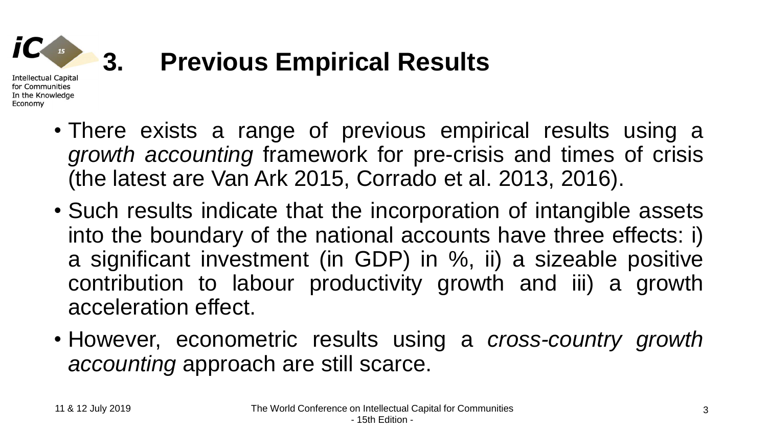# 3. Previous Empirical Results

- There exists a range of previous empirical results using a *growth accounting* framework for pre-crisis and times of crisis (the latest are Van Ark 2015, Corrado et al. 2013, 2016).
- Such results indicate that the incorporation of intangible assets into the boundary of the national accounts have three effects: i) a significant investment (in GDP) in %, ii) a sizeable positive contribution to labour productivity growth and iii) a growth acceleration effect.
- However, econometric results using a *cross-country growth accounting* approach are still scarce.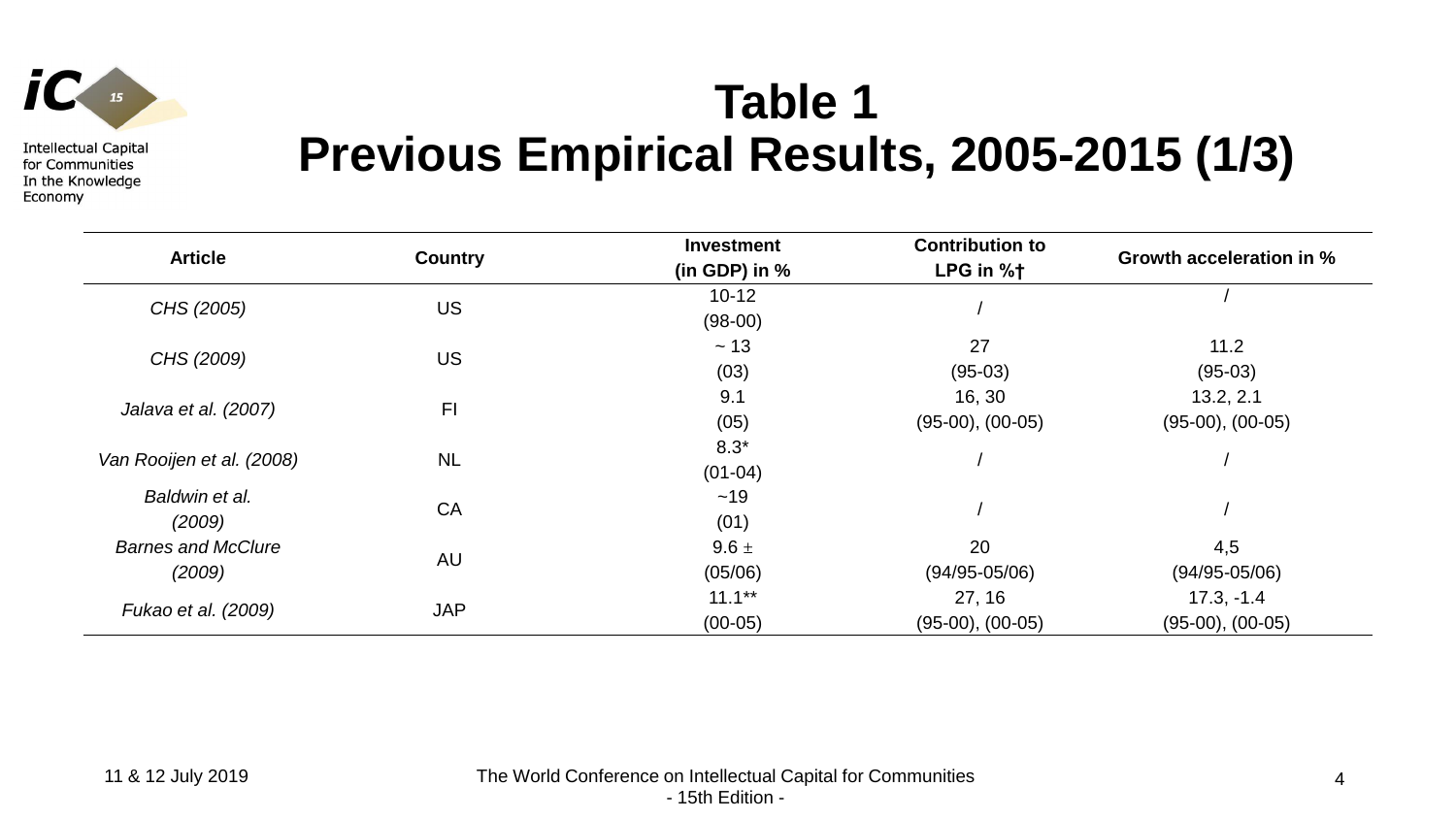# Table 1
# Previous Empirical Results, 2005-2015 (1/3)

| Article | Country | Investment (in GDP) in % | Contribution to LPG in %† | Growth acceleration in % |
|---|---|---|---|---|
| *CHS (2005)* | US | 10-12 (98-00) | / | / |
| *CHS (2009)* | US | ~ 13 (03) | 27 (95-03) | 11.2 (95-03) |
| *Jalava et al. (2007)* | FI | 9.1 (05) | 16, 30 (95-00), (00-05) | 13.2, 2.1 (95-00), (00-05) |
| *Van Rooijen et al. (2008)* | NL | 8.3* (01-04) | / | / |
| *Baldwin et al. (2009)* | CA | ~19 (01) | / | / |
| *Barnes and McClure (2009)* | AU | 9.6 ± (05/06) | 20 (94/95-05/06) | 4,5 (94/95-05/06) |
| *Fukao et al. (2009)* | JAP | 11.1** (00-05) | 27, 16 (95-00), (00-05) | 17.3, -1.4 (95-00), (00-05) |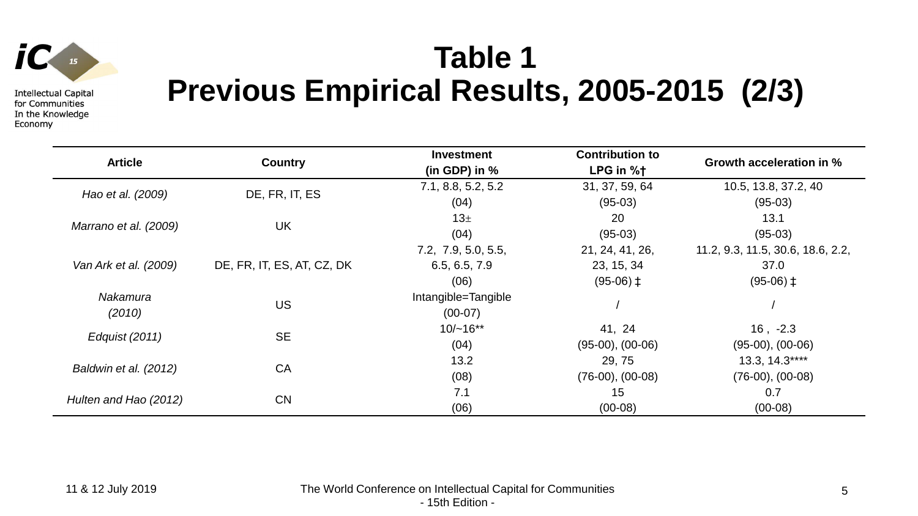# Table 1
# Previous Empirical Results, 2005-2015 (2/3)

| Article | Country | Investment (in GDP) in % | Contribution to LPG in %† | Growth acceleration in % |
|---|---|---|---|---|
| *Hao et al. (2009)* | DE, FR, IT, ES | 7.1, 8.8, 5.2, 5.2 (04) | 31, 37, 59, 64 (95-03) | 10.5, 13.8, 37.2, 40 (95-03) |
| *Marrano et al. (2009)* | UK | 13± (04) | 20 (95-03) | 13.1 (95-03) |
| *Van Ark et al. (2009)* | DE, FR, IT, ES, AT, CZ, DK | 7.2, 7.9, 5.0, 5.5, 6.5, 6.5, 7.9 (06) | 21, 24, 41, 26, 23, 15, 34 (95-06) ‡ | 11.2, 9.3, 11.5, 30.6, 18.6, 2.2, 37.0 (95-06) ‡ |
| *Nakamura (2010)* | US | Intangible=Tangible (00-07) | / | / |
| *Edquist (2011)* | SE | 10/~16** (04) | 41, 24 (95-00), (00-06) | 16 , -2.3 (95-00), (00-06) |
| *Baldwin et al. (2012)* | CA | 13.2 (08) | 29, 75 (76-00), (00-08) | 13.3, 14.3**** (76-00), (00-08) |
| *Hulten and Hao (2012)* | CN | 7.1 (06) | 15 (00-08) | 0.7 (00-08) |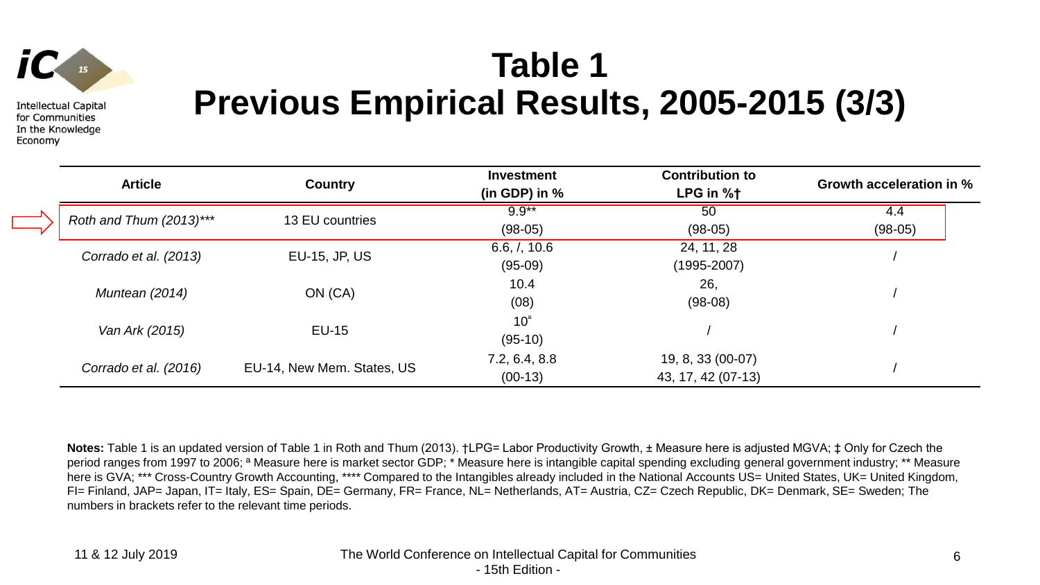# Table 1
# Previous Empirical Results, 2005-2015 (3/3)

| Article | Country | Investment (in GDP) in % | Contribution to LPG in %† | Growth acceleration in % |
|---|---|---|---|---|
| *Roth and Thum (2013)**** | 13 EU countries | 9.9** (98-05) | 50 (98-05) | 4.4 (98-05) |
| *Corrado et al. (2013)* | EU-15, JP, US | 6.6, /, 10.6 (95-09) | 24, 11, 28 (1995-2007) | / |
| *Muntean (2014)* | ON (CA) | 10.4 (08) | 26, (98-08) | / |
| *Van Ark (2015)* | EU-15 | 10[a] (95-10) | / | / |
| *Corrado et al. (2016)* | EU-14, New Mem. States, US | 7.2, 6.4, 8.8 (00-13) | 19, 8, 33 (00-07) 43, 17, 42 (07-13) | / |

**Notes:** Table 1 is an updated version of Table 1 in Roth and Thum (2013). †LPG= Labor Productivity Growth, ± Measure here is adjusted MGVA; ‡ Only for Czech the period ranges from 1997 to 2006; [a] Measure here is market sector GDP; * Measure here is intangible capital spending excluding general government industry; ** Measure here is GVA; *** Cross-Country Growth Accounting, **** Compared to the Intangibles already included in the National Accounts US= United States, UK= United Kingdom, FI= Finland, JAP= Japan, IT= Italy, ES= Spain, DE= Germany, FR= France, NL= Netherlands, AT= Austria, CZ= Czech Republic, DK= Denmark, SE= Sweden; The numbers in brackets refer to the relevant time periods.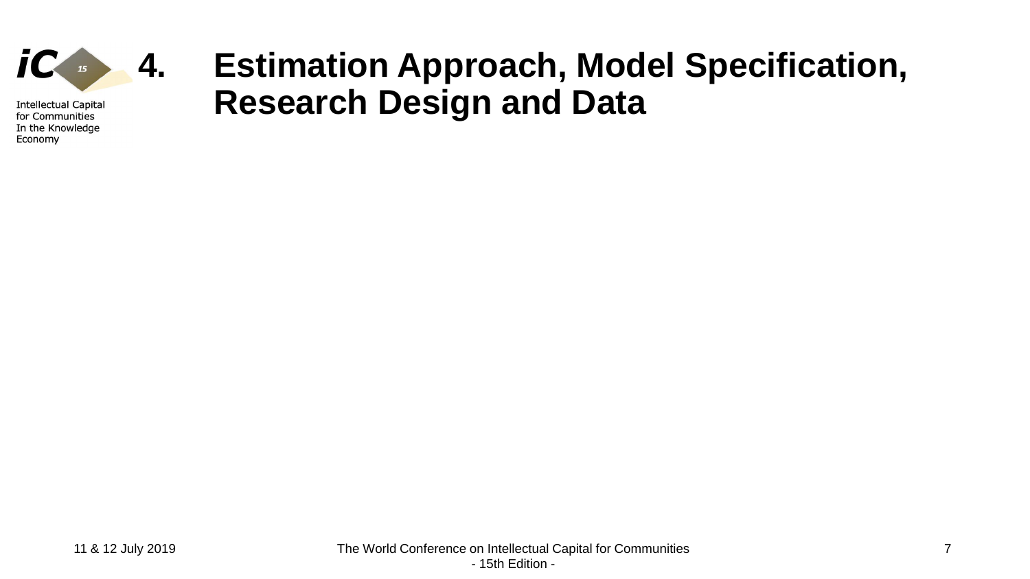# 4. Estimation Approach, Model Specification, Research Design and Data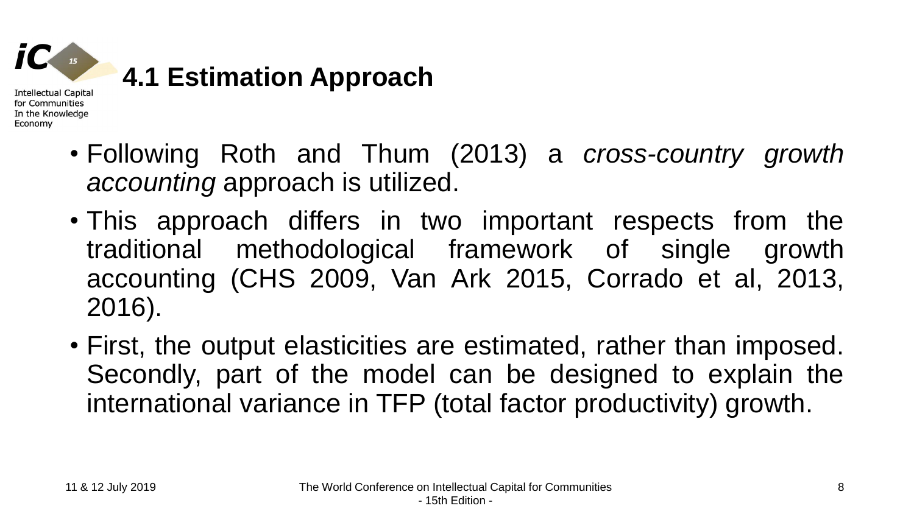## 4.1 Estimation Approach

- Following Roth and Thum (2013) a *cross-country growth accounting* approach is utilized.
- This approach differs in two important respects from the traditional methodological framework of single growth accounting (CHS 2009, Van Ark 2015, Corrado et al, 2013, 2016).
- First, the output elasticities are estimated, rather than imposed. Secondly, part of the model can be designed to explain the international variance in TFP (total factor productivity) growth.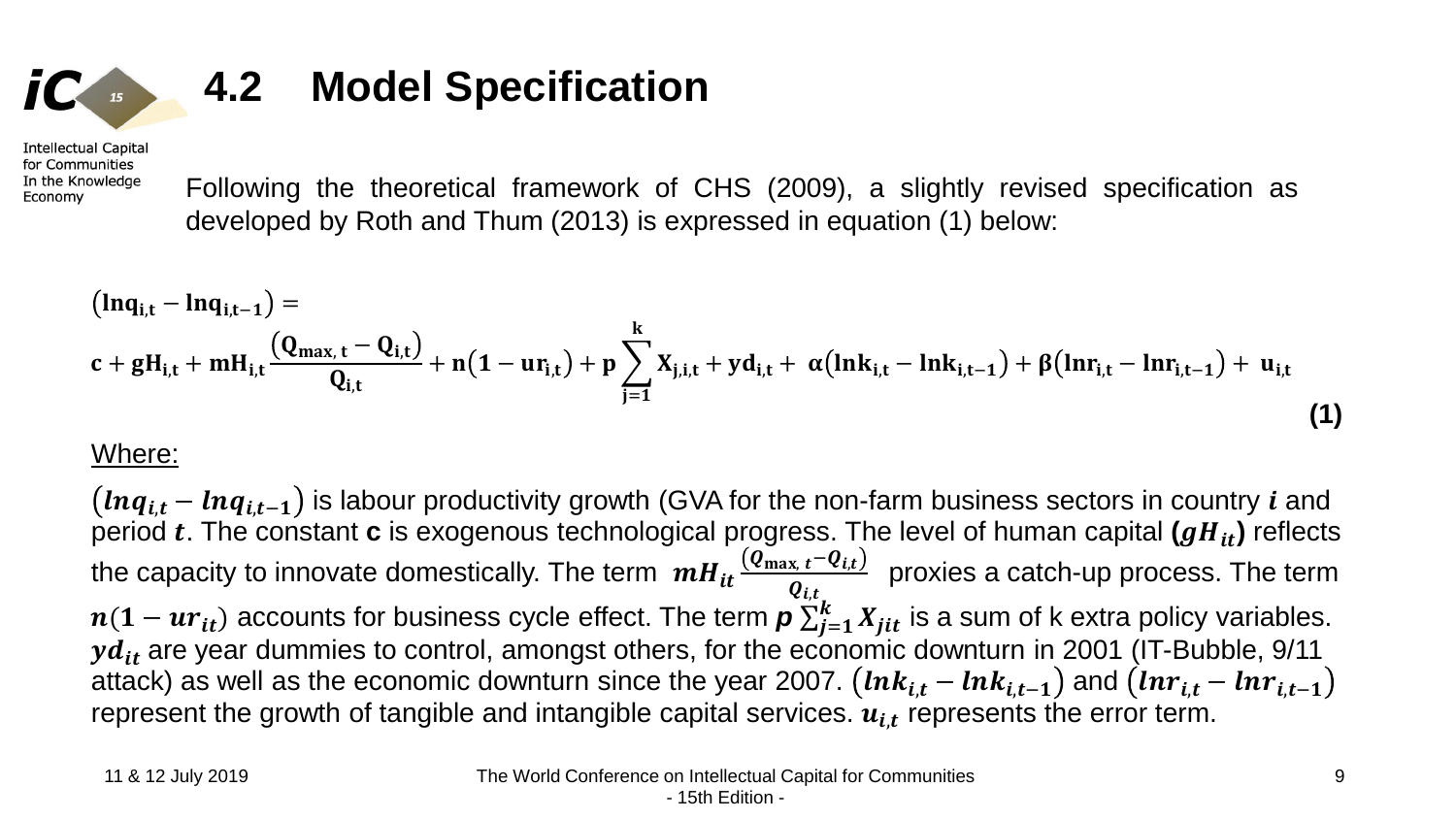## 4.2 Model Specification

Following the theoretical framework of CHS (2009), a slightly revised specification as developed by Roth and Thum (2013) is expressed in equation (1) below:

$$
\begin{aligned}
&(\mathbf{lnq_{i,t}} - \mathbf{lnq_{i,t-1}}) = \\
&\mathbf{c} + \mathbf{gH_{i,t}} + \mathbf{mH_{i,t}}\frac{(\mathbf{Q_{max,\,t}} - \mathbf{Q_{i,t}})}{\mathbf{Q_{i,t}}} + \mathbf{n}(\mathbf{1} - \mathbf{ur_{i,t}}) + \mathbf{p}\sum_{\mathbf{j=1}}^{\mathbf{k}} \mathbf{X_{j,i,t}} + \mathbf{yd_{i,t}} + \boldsymbol{\alpha}(\mathbf{lnk_{i,t}} - \mathbf{lnk_{i,t-1}}) + \boldsymbol{\beta}(\mathbf{lnr_{i,t}} - \mathbf{lnr_{i,t-1}}) + \mathbf{u_{i,t}}
\end{aligned}
\tag{1}
$$

Where:

$(\boldsymbol{lnq_{i,t}} - \boldsymbol{lnq_{i,t-1}})$ is labour productivity growth (GVA for the non-farm business sectors in country $\boldsymbol{i}$ and period $\boldsymbol{t}$. The constant **c** is exogenous technological progress. The level of human capital $(\boldsymbol{gH_{it}})$ reflects the capacity to innovate domestically. The term $\boldsymbol{mH_{it}}\frac{(Q_{\max,\,t} - Q_{i,t})}{Q_{i,t}}$ proxies a catch-up process. The term $\boldsymbol{n}(\mathbf{1} - \boldsymbol{ur_{it}})$ accounts for business cycle effect. The term $\boldsymbol{p}\sum_{j=1}^{k} \boldsymbol{X_{jit}}$ is a sum of k extra policy variables. $\boldsymbol{yd_{it}}$ are year dummies to control, amongst others, for the economic downturn in 2001 (IT-Bubble, 9/11 attack) as well as the economic downturn since the year 2007. $(\boldsymbol{lnk_{i,t}} - \boldsymbol{lnk_{i,t-1}})$ and $(\boldsymbol{lnr_{i,t}} - \boldsymbol{lnr_{i,t-1}})$ represent the growth of tangible and intangible capital services. $\boldsymbol{u_{i,t}}$ represents the error term.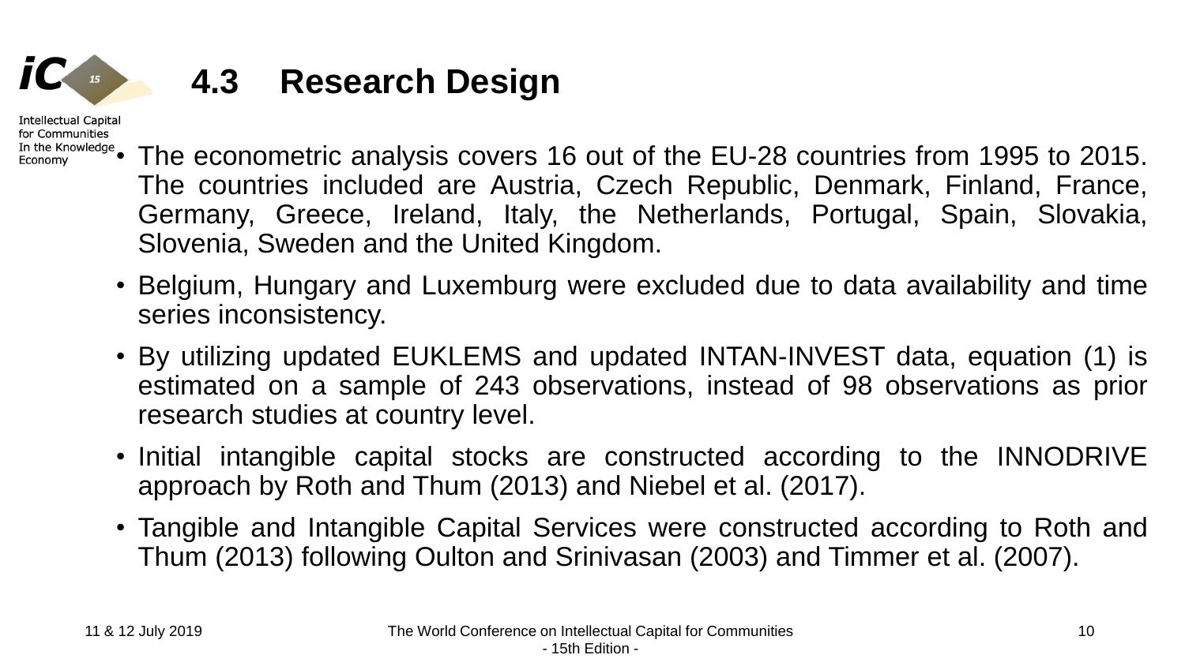## 4.3 Research Design

- The econometric analysis covers 16 out of the EU-28 countries from 1995 to 2015. The countries included are Austria, Czech Republic, Denmark, Finland, France, Germany, Greece, Ireland, Italy, the Netherlands, Portugal, Spain, Slovakia, Slovenia, Sweden and the United Kingdom.
- Belgium, Hungary and Luxemburg were excluded due to data availability and time series inconsistency.
- By utilizing updated EUKLEMS and updated INTAN-INVEST data, equation (1) is estimated on a sample of 243 observations, instead of 98 observations as prior research studies at country level.
- Initial intangible capital stocks are constructed according to the INNODRIVE approach by Roth and Thum (2013) and Niebel et al. (2017).
- Tangible and Intangible Capital Services were constructed according to Roth and Thum (2013) following Oulton and Srinivasan (2003) and Timmer et al. (2007).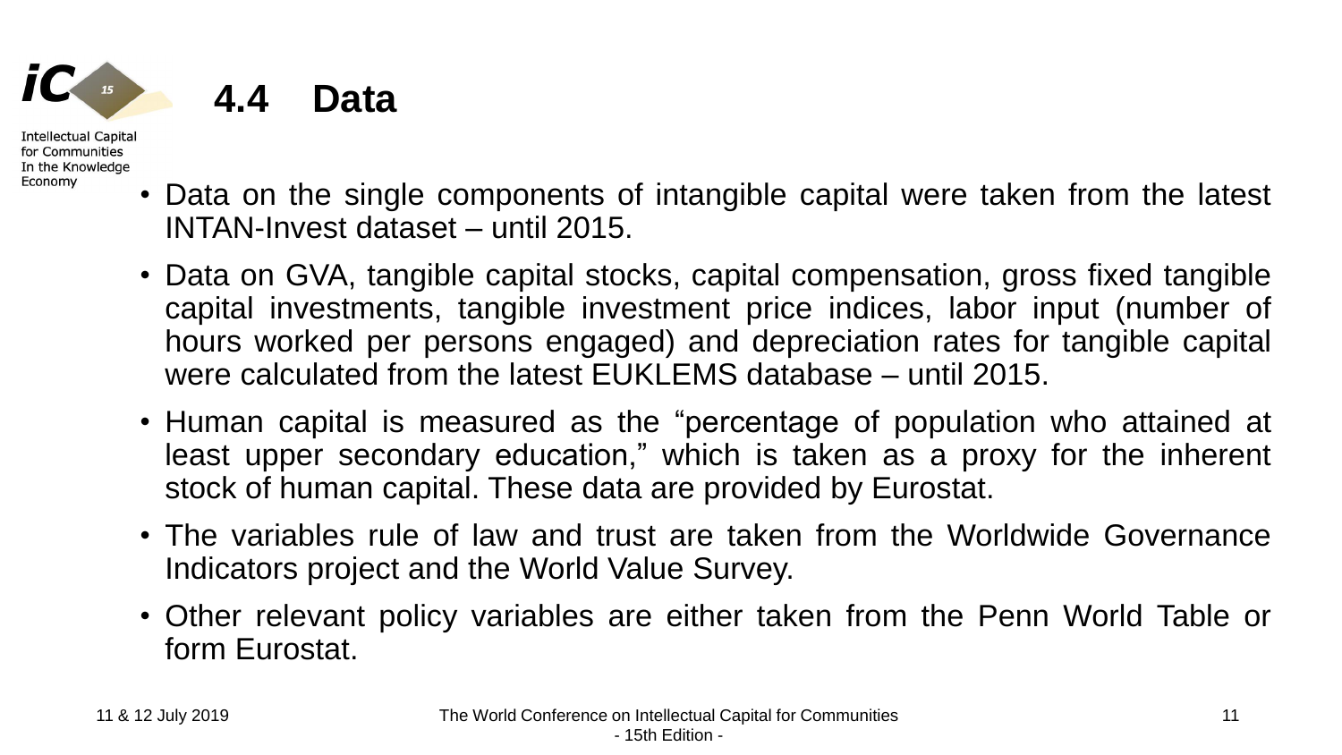## 4.4 Data

- Data on the single components of intangible capital were taken from the latest INTAN-Invest dataset – until 2015.
- Data on GVA, tangible capital stocks, capital compensation, gross fixed tangible capital investments, tangible investment price indices, labor input (number of hours worked per persons engaged) and depreciation rates for tangible capital were calculated from the latest EUKLEMS database – until 2015.
- Human capital is measured as the "percentage of population who attained at least upper secondary education," which is taken as a proxy for the inherent stock of human capital. These data are provided by Eurostat.
- The variables rule of law and trust are taken from the Worldwide Governance Indicators project and the World Value Survey.
- Other relevant policy variables are either taken from the Penn World Table or form Eurostat.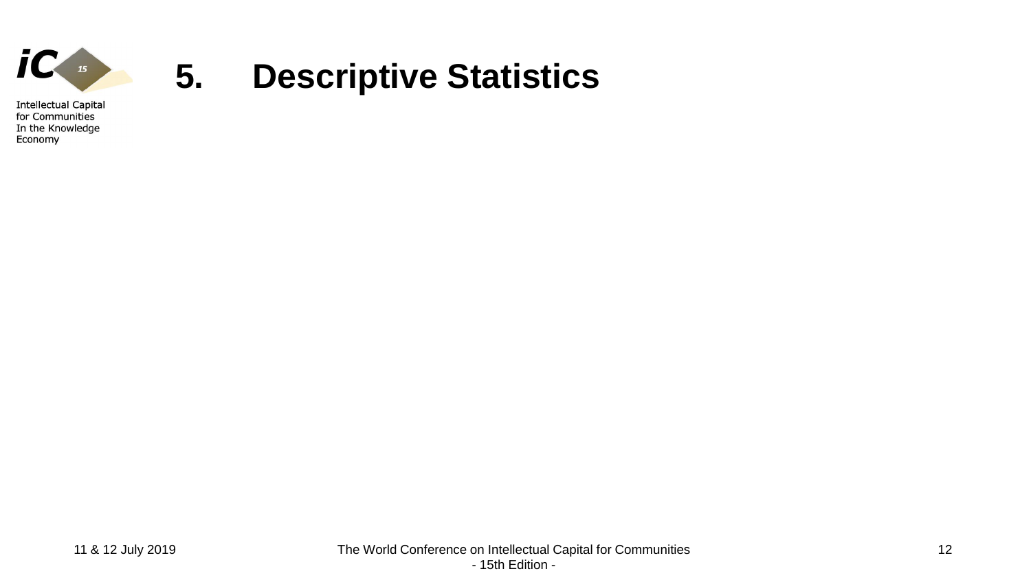# 5. Descriptive Statistics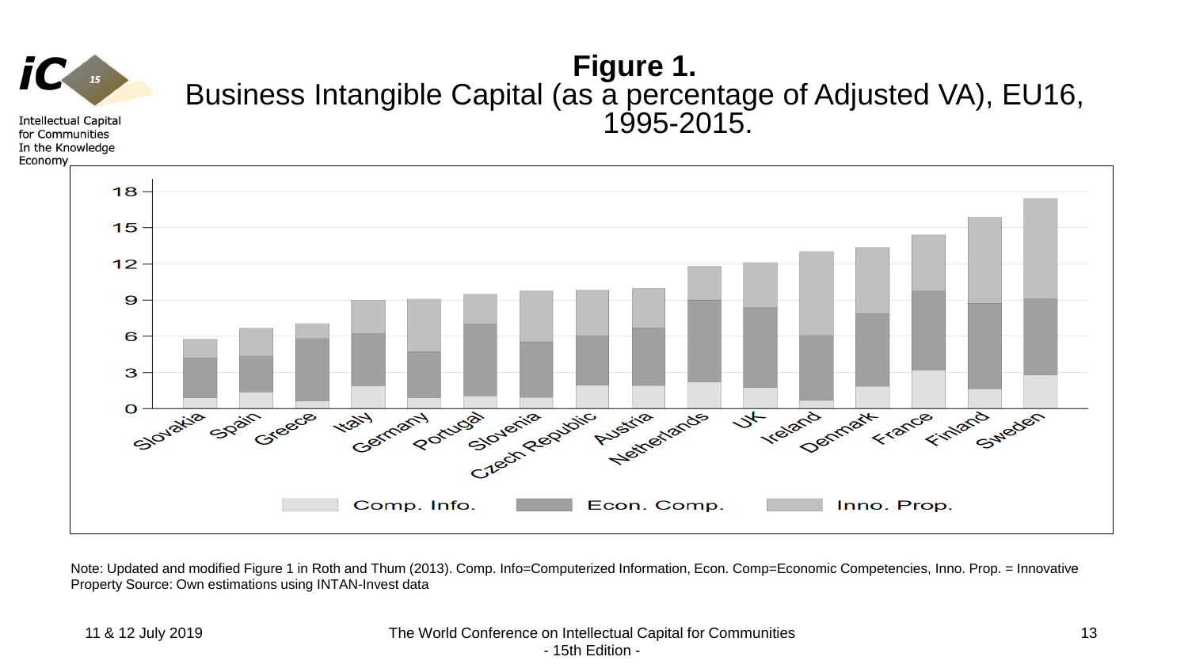# Figure 1.

Business Intangible Capital (as a percentage of Adjusted VA), EU16, 1995-2015.

Note: Updated and modified Figure 1 in Roth and Thum (2013). Comp. Info=Computerized Information, Econ. Comp=Economic Competencies, Inno. Prop. = Innovative Property Source: Own estimations using INTAN-Invest data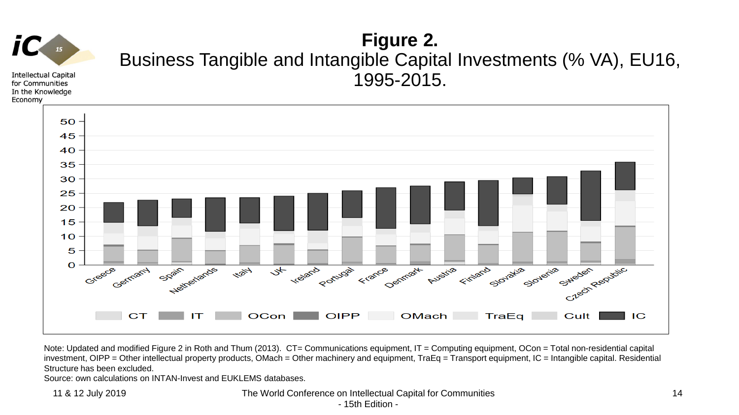# Figure 2.

Business Tangible and Intangible Capital Investments (% VA), EU16, 1995-2015.

Note: Updated and modified Figure 2 in Roth and Thum (2013). CT= Communications equipment, IT = Computing equipment, OCon = Total non-residential capital investment, OIPP = Other intellectual property products, OMach = Other machinery and equipment, TraEq = Transport equipment, IC = Intangible capital. Residential Structure has been excluded.

Source: own calculations on INTAN-Invest and EUKLEMS databases.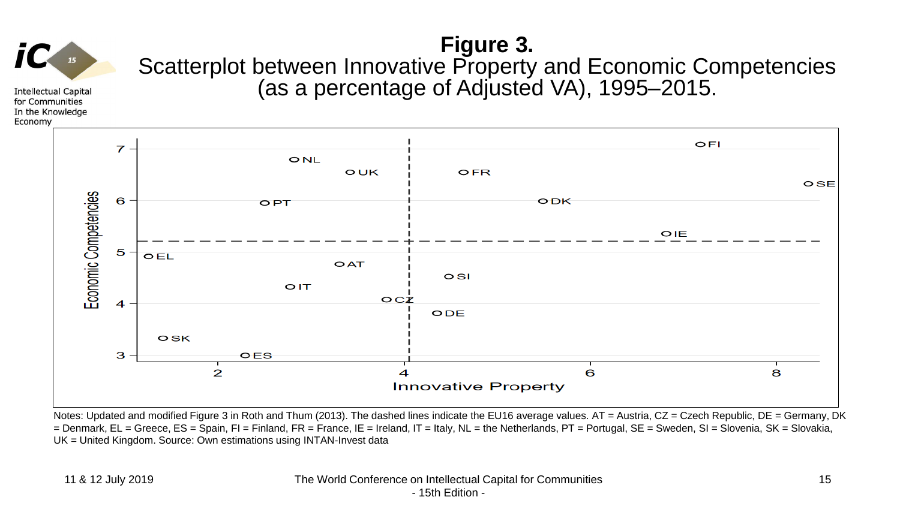## Figure 3.

Scatterplot between Innovative Property and Economic Competencies (as a percentage of Adjusted VA), 1995–2015.

Notes: Updated and modified Figure 3 in Roth and Thum (2013). The dashed lines indicate the EU16 average values. AT = Austria, CZ = Czech Republic, DE = Germany, DK = Denmark, EL = Greece, ES = Spain, FI = Finland, FR = France, IE = Ireland, IT = Italy, NL = the Netherlands, PT = Portugal, SE = Sweden, SI = Slovenia, SK = Slovakia, UK = United Kingdom. Source: Own estimations using INTAN-Invest data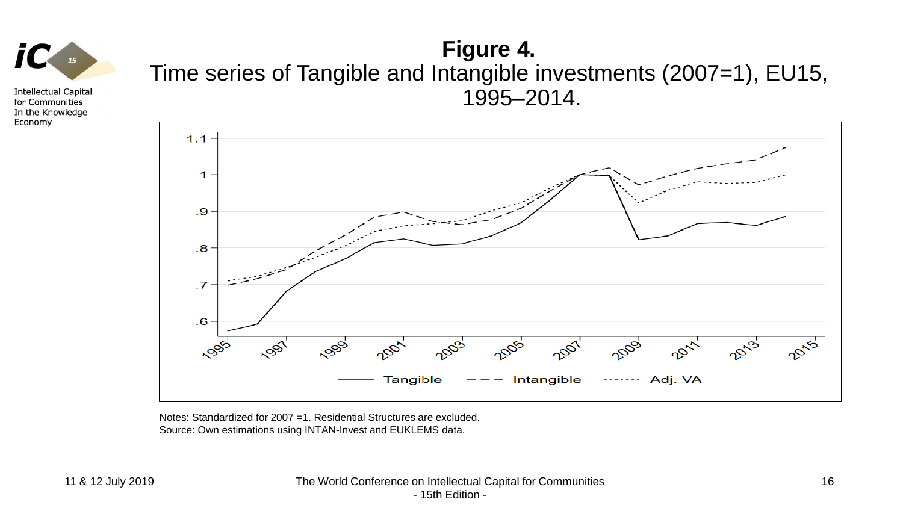# Figure 4.

Time series of Tangible and Intangible investments (2007=1), EU15, 1995–2014.

Notes: Standardized for 2007 =1. Residential Structures are excluded.
Source: Own estimations using INTAN-Invest and EUKLEMS data.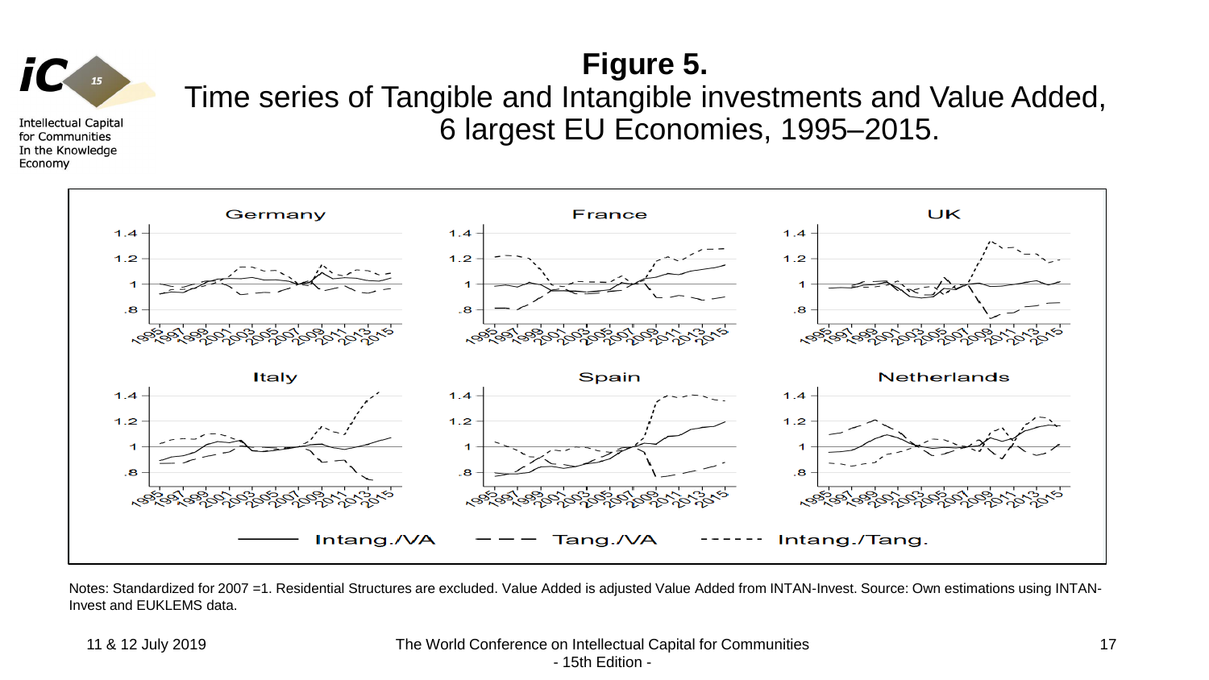# Figure 5.

Time series of Tangible and Intangible investments and Value Added, 6 largest EU Economies, 1995–2015.

Notes: Standardized for 2007 =1. Residential Structures are excluded. Value Added is adjusted Value Added from INTAN-Invest. Source: Own estimations using INTAN-Invest and EUKLEMS data.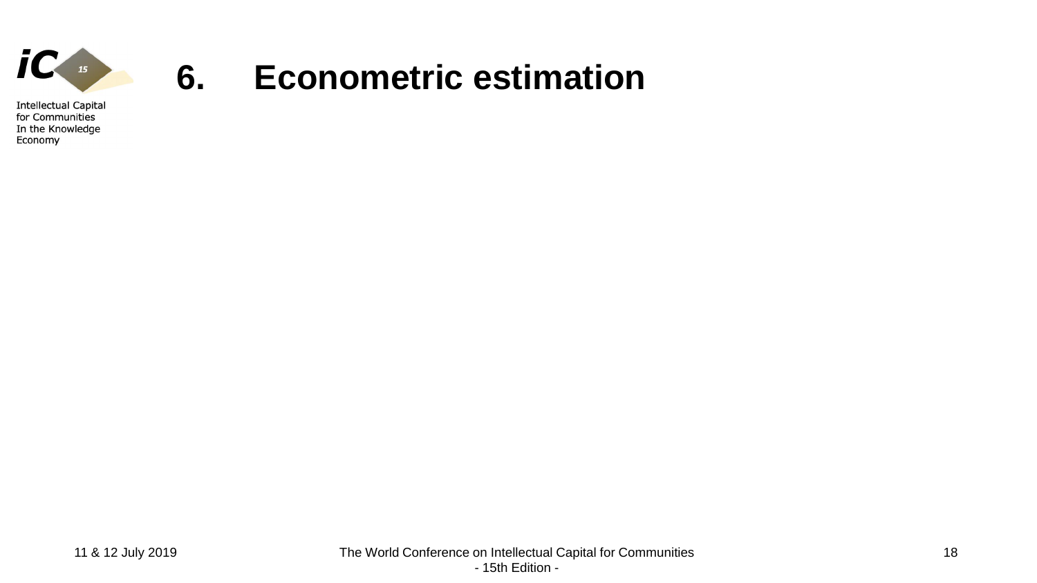# 6. Econometric estimation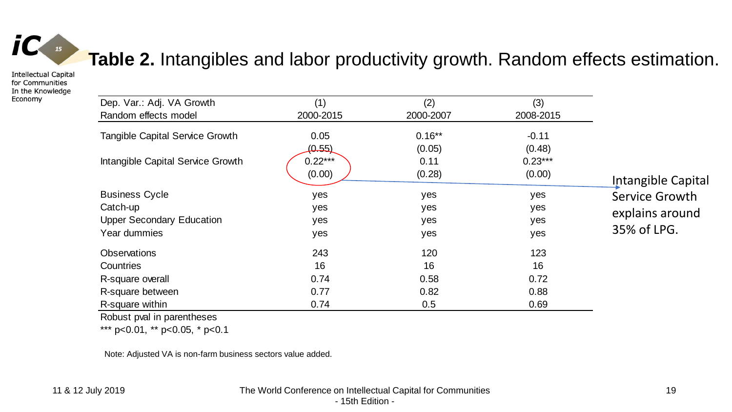# **Table 2.** Intangibles and labor productivity growth. Random effects estimation.

| Dep. Var.: Adj. VA Growth | (1) | (2) | (3) |
|---|---|---|---|
| Random effects model | 2000-2015 | 2000-2007 | 2008-2015 |
| Tangible Capital Service Growth | 0.05 | 0.16** | -0.11 |
| | (0.55) | (0.05) | (0.48) |
| Intangible Capital Service Growth | 0.22*** | 0.11 | 0.23*** |
| | (0.00) | (0.28) | (0.00) |
| Business Cycle | yes | yes | yes |
| Catch-up | yes | yes | yes |
| Upper Secondary Education | yes | yes | yes |
| Year dummies | yes | yes | yes |
| Observations | 243 | 120 | 123 |
| Countries | 16 | 16 | 16 |
| R-square overall | 0.74 | 0.58 | 0.72 |
| R-square between | 0.77 | 0.82 | 0.88 |
| R-square within | 0.74 | 0.5 | 0.69 |

Robust pval in parentheses

*** $p<0.01$, ** $p<0.05$, * $p<0.1$

Note: Adjusted VA is non-farm business sectors value added.

Intangible Capital Service Growth explains around 35% of LPG.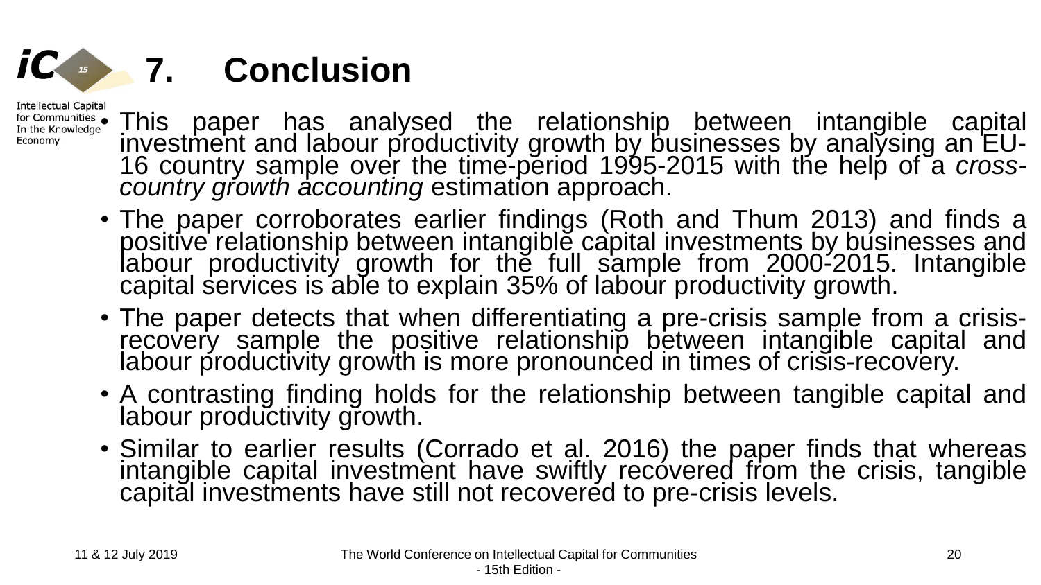# 7. Conclusion

- This paper has analysed the relationship between intangible capital investment and labour productivity growth by businesses by analysing an EU-16 country sample over the time-period 1995-2015 with the help of a *cross-country growth accounting* estimation approach.
- The paper corroborates earlier findings (Roth and Thum 2013) and finds a positive relationship between intangible capital investments by businesses and labour productivity growth for the full sample from 2000-2015. Intangible capital services is able to explain 35% of labour productivity growth.
- The paper detects that when differentiating a pre-crisis sample from a crisis-recovery sample the positive relationship between intangible capital and labour productivity growth is more pronounced in times of crisis-recovery.
- A contrasting finding holds for the relationship between tangible capital and labour productivity growth.
- Similar to earlier results (Corrado et al. 2016) the paper finds that whereas intangible capital investment have swiftly recovered from the crisis, tangible capital investments have still not recovered to pre-crisis levels.